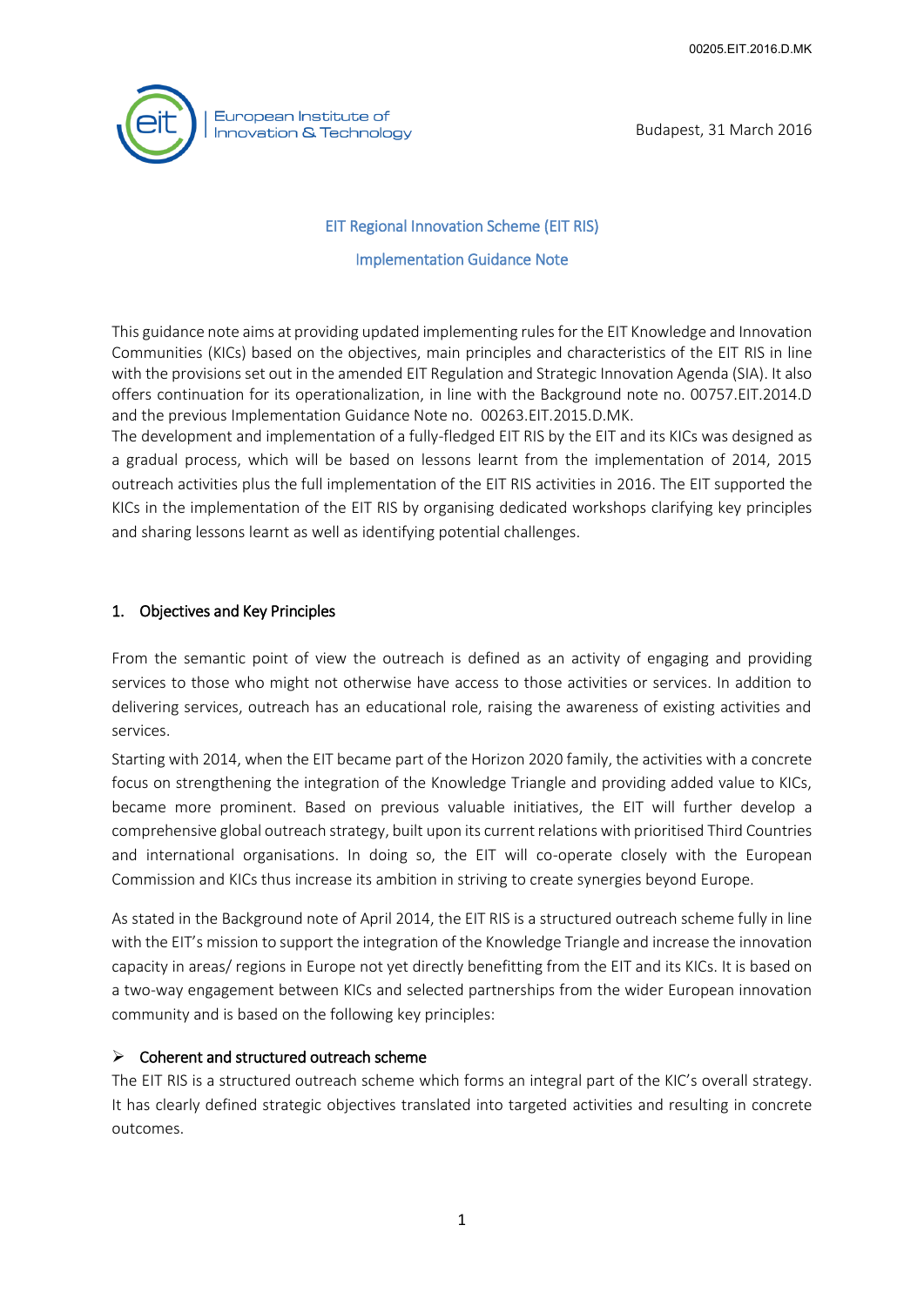00205.EIT.2016.D.MK

European Institute of Innovation & Technology

Budapest, 31 March 2016

# EIT Regional Innovation Scheme (EIT RIS)

## Implementation Guidance Note

This guidance note aims at providing updated implementing rules for the EIT Knowledge and Innovation Communities (KICs) based on the objectives, main principles and characteristics of the EIT RIS in line with the provisions set out in the amended EIT Regulation and Strategic Innovation Agenda (SIA). It also offers continuation for its operationalization, in line with the Background note no. 00757.EIT.2014.D and the previous Implementation Guidance Note no. 00263.EIT.2015.D.MK.

The development and implementation of a fully-fledged EIT RIS by the EIT and its KICs was designed as a gradual process, which will be based on lessons learnt from the implementation of 2014, 2015 outreach activities plus the full implementation of the EIT RIS activities in 2016. The EIT supported the KICs in the implementation of the EIT RIS by organising dedicated workshops clarifying key principles and sharing lessons learnt as well as identifying potential challenges.

## 1. Objectives and Key Principles

From the semantic point of view the outreach is defined as an activity of engaging and providing services to those who might not otherwise have access to those activities or services. In addition to delivering services, outreach has an educational role, raising the awareness of existing activities and services.

Starting with 2014, when the EIT became part of the Horizon 2020 family, the activities with a concrete focus on strengthening the integration of the Knowledge Triangle and providing added value to KICs, became more prominent. Based on previous valuable initiatives, the EIT will further develop a comprehensive global outreach strategy, built upon its current relations with prioritised Third Countries and international organisations. In doing so, the EIT will co-operate closely with the European Commission and KICs thus increase its ambition in striving to create synergies beyond Europe.

As stated in the Background note of April 2014, the EIT RIS is a structured outreach scheme fully in line with the EIT's mission to support the integration of the Knowledge Triangle and increase the innovation capacity in areas/ regions in Europe not yet directly benefitting from the EIT and its KICs. It is based on a two-way engagement between KICs and selected partnerships from the wider European innovation community and is based on the following key principles:

- **Coherent and structured outreach scheme**

The EIT RIS is a structured outreach scheme which forms an integral part of the KIC's overall strategy. It has clearly defined strategic objectives translated into targeted activities and resulting in concrete outcomes.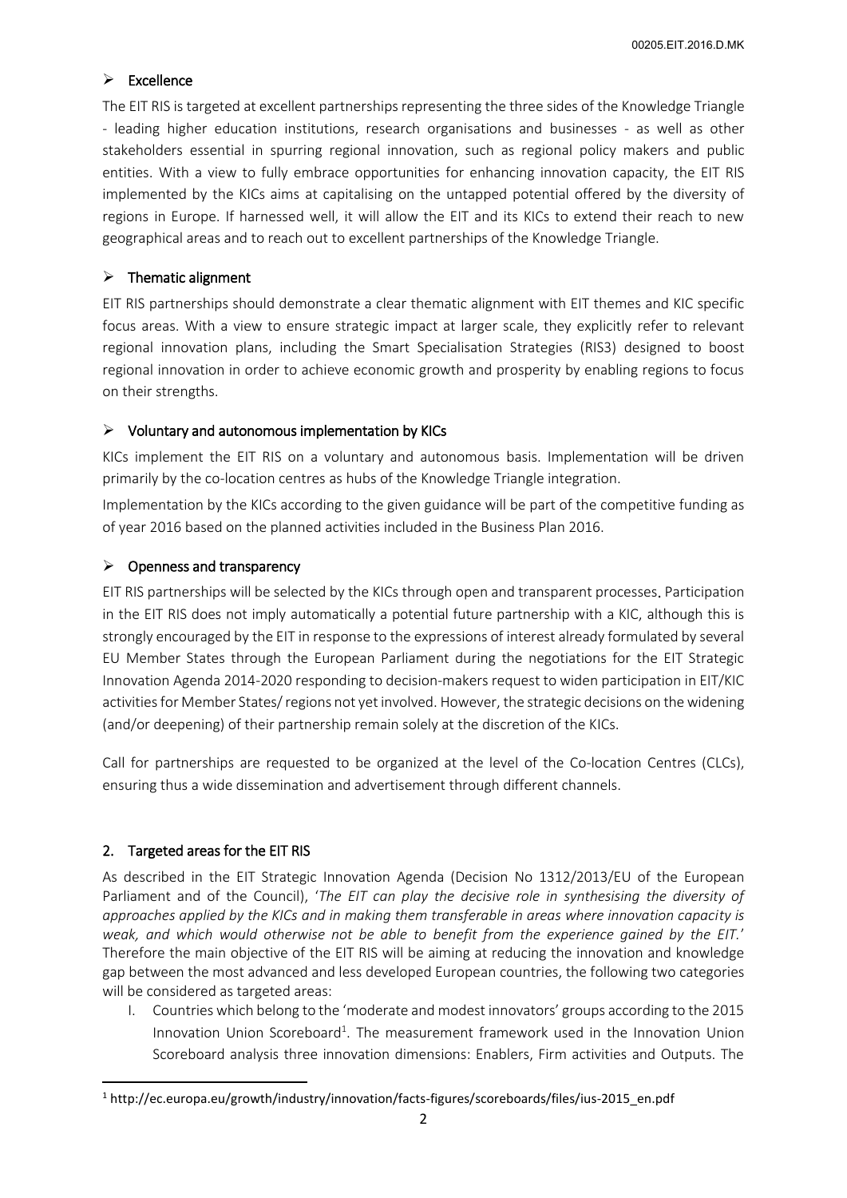- **Excellence**

The EIT RIS is targeted at excellent partnerships representing the three sides of the Knowledge Triangle - leading higher education institutions, research organisations and businesses - as well as other stakeholders essential in spurring regional innovation, such as regional policy makers and public entities. With a view to fully embrace opportunities for enhancing innovation capacity, the EIT RIS implemented by the KICs aims at capitalising on the untapped potential offered by the diversity of regions in Europe. If harnessed well, it will allow the EIT and its KICs to extend their reach to new geographical areas and to reach out to excellent partnerships of the Knowledge Triangle.

- **Thematic alignment**

EIT RIS partnerships should demonstrate a clear thematic alignment with EIT themes and KIC specific focus areas. With a view to ensure strategic impact at larger scale, they explicitly refer to relevant regional innovation plans, including the Smart Specialisation Strategies (RIS3) designed to boost regional innovation in order to achieve economic growth and prosperity by enabling regions to focus on their strengths.

- **Voluntary and autonomous implementation by KICs**

KICs implement the EIT RIS on a voluntary and autonomous basis. Implementation will be driven primarily by the co-location centres as hubs of the Knowledge Triangle integration.

Implementation by the KICs according to the given guidance will be part of the competitive funding as of year 2016 based on the planned activities included in the Business Plan 2016.

- **Openness and transparency**

EIT RIS partnerships will be selected by the KICs through open and transparent processes. Participation in the EIT RIS does not imply automatically a potential future partnership with a KIC, although this is strongly encouraged by the EIT in response to the expressions of interest already formulated by several EU Member States through the European Parliament during the negotiations for the EIT Strategic Innovation Agenda 2014-2020 responding to decision-makers request to widen participation in EIT/KIC activities for Member States/ regions not yet involved. However, the strategic decisions on the widening (and/or deepening) of their partnership remain solely at the discretion of the KICs.

Call for partnerships are requested to be organized at the level of the Co-location Centres (CLCs), ensuring thus a wide dissemination and advertisement through different channels.

## 2. Targeted areas for the EIT RIS

As described in the EIT Strategic Innovation Agenda (Decision No 1312/2013/EU of the European Parliament and of the Council), '*The EIT can play the decisive role in synthesising the diversity of approaches applied by the KICs and in making them transferable in areas where innovation capacity is weak, and which would otherwise not be able to benefit from the experience gained by the EIT.*' Therefore the main objective of the EIT RIS will be aiming at reducing the innovation and knowledge gap between the most advanced and less developed European countries, the following two categories will be considered as targeted areas:

I. Countries which belong to the 'moderate and modest innovators' groups according to the 2015 Innovation Union Scoreboard[1]. The measurement framework used in the Innovation Union Scoreboard analysis three innovation dimensions: Enablers, Firm activities and Outputs. The

[1] http://ec.europa.eu/growth/industry/innovation/facts-figures/scoreboards/files/ius-2015_en.pdf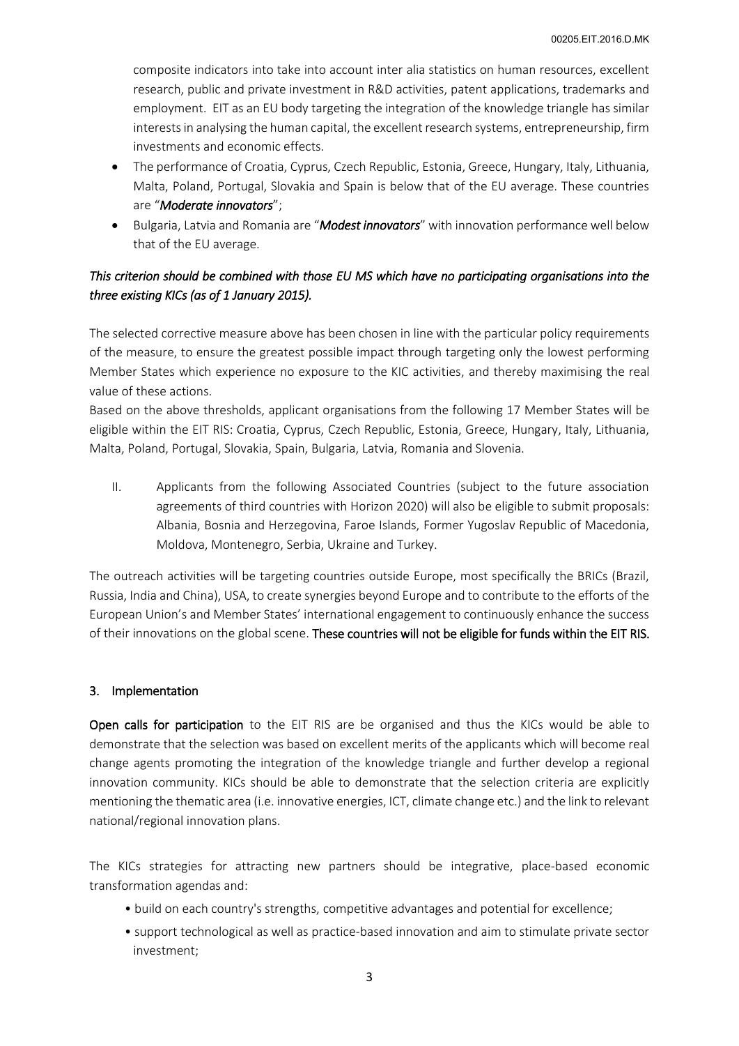composite indicators into take into account inter alia statistics on human resources, excellent research, public and private investment in R&D activities, patent applications, trademarks and employment. EIT as an EU body targeting the integration of the knowledge triangle has similar interests in analysing the human capital, the excellent research systems, entrepreneurship, firm investments and economic effects.

- The performance of Croatia, Cyprus, Czech Republic, Estonia, Greece, Hungary, Italy, Lithuania, Malta, Poland, Portugal, Slovakia and Spain is below that of the EU average. These countries are "***Moderate innovators***";
- Bulgaria, Latvia and Romania are "***Modest innovators***" with innovation performance well below that of the EU average.

*This criterion should be combined with those EU MS which have no participating organisations into the three existing KICs (as of 1 January 2015).*

The selected corrective measure above has been chosen in line with the particular policy requirements of the measure, to ensure the greatest possible impact through targeting only the lowest performing Member States which experience no exposure to the KIC activities, and thereby maximising the real value of these actions.
Based on the above thresholds, applicant organisations from the following 17 Member States will be eligible within the EIT RIS: Croatia, Cyprus, Czech Republic, Estonia, Greece, Hungary, Italy, Lithuania, Malta, Poland, Portugal, Slovakia, Spain, Bulgaria, Latvia, Romania and Slovenia.

II. Applicants from the following Associated Countries (subject to the future association agreements of third countries with Horizon 2020) will also be eligible to submit proposals: Albania, Bosnia and Herzegovina, Faroe Islands, Former Yugoslav Republic of Macedonia, Moldova, Montenegro, Serbia, Ukraine and Turkey.

The outreach activities will be targeting countries outside Europe, most specifically the BRICs (Brazil, Russia, India and China), USA, to create synergies beyond Europe and to contribute to the efforts of the European Union's and Member States' international engagement to continuously enhance the success of their innovations on the global scene. **These countries will not be eligible for funds within the EIT RIS.**

## 3. Implementation

**Open calls for participation** to the EIT RIS are be organised and thus the KICs would be able to demonstrate that the selection was based on excellent merits of the applicants which will become real change agents promoting the integration of the knowledge triangle and further develop a regional innovation community. KICs should be able to demonstrate that the selection criteria are explicitly mentioning the thematic area (i.e. innovative energies, ICT, climate change etc.) and the link to relevant national/regional innovation plans.

The KICs strategies for attracting new partners should be integrative, place-based economic transformation agendas and:

- build on each country's strengths, competitive advantages and potential for excellence;
- support technological as well as practice-based innovation and aim to stimulate private sector investment;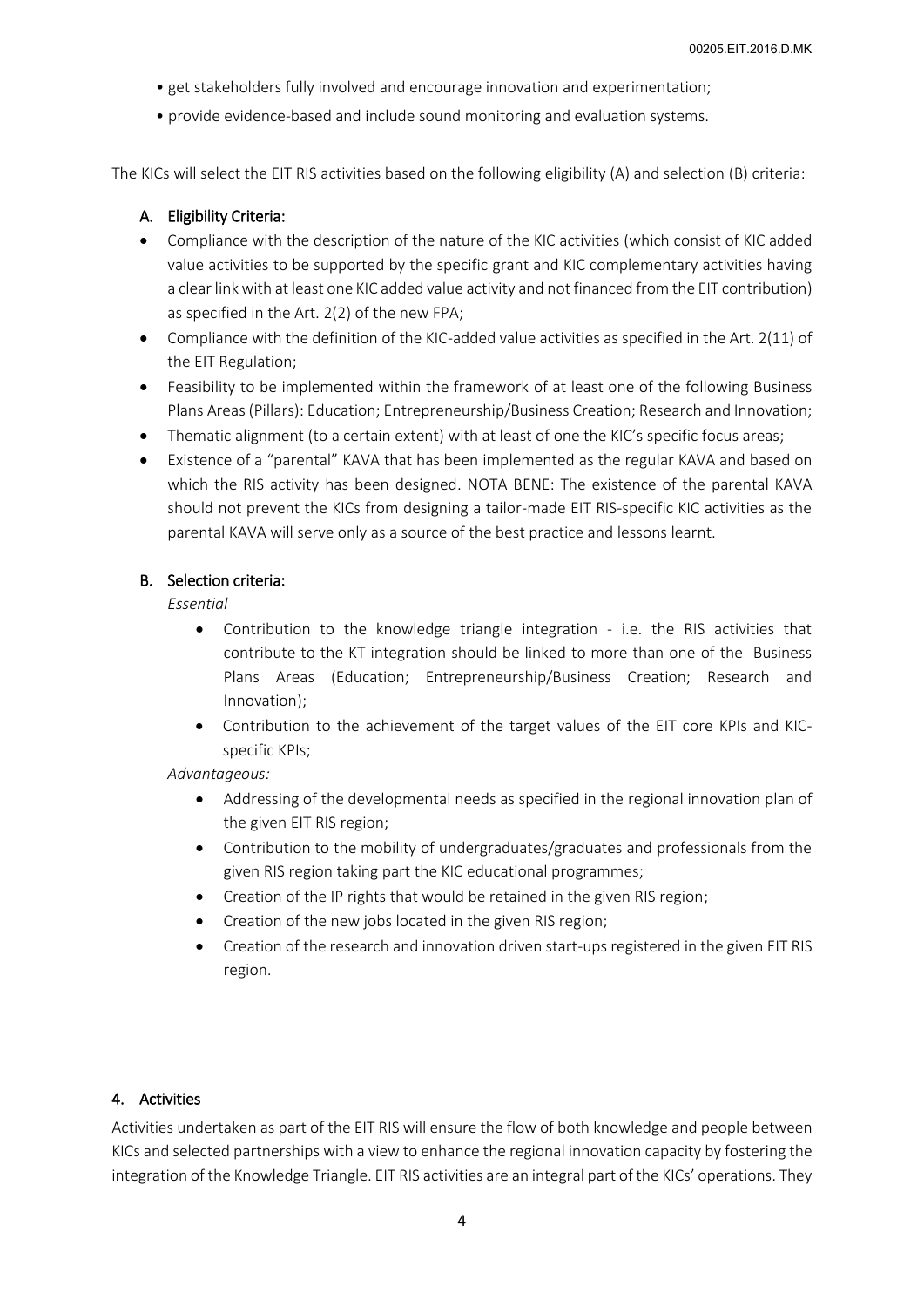- get stakeholders fully involved and encourage innovation and experimentation;
- provide evidence-based and include sound monitoring and evaluation systems.

The KICs will select the EIT RIS activities based on the following eligibility (A) and selection (B) criteria:

**A. Eligibility Criteria:**

- Compliance with the description of the nature of the KIC activities (which consist of KIC added value activities to be supported by the specific grant and KIC complementary activities having a clear link with at least one KIC added value activity and not financed from the EIT contribution) as specified in the Art. 2(2) of the new FPA;
- Compliance with the definition of the KIC-added value activities as specified in the Art. 2(11) of the EIT Regulation;
- Feasibility to be implemented within the framework of at least one of the following Business Plans Areas (Pillars): Education; Entrepreneurship/Business Creation; Research and Innovation;
- Thematic alignment (to a certain extent) with at least of one the KIC's specific focus areas;
- Existence of a "parental" KAVA that has been implemented as the regular KAVA and based on which the RIS activity has been designed. NOTA BENE: The existence of the parental KAVA should not prevent the KICs from designing a tailor-made EIT RIS-specific KIC activities as the parental KAVA will serve only as a source of the best practice and lessons learnt.

**B. Selection criteria:**

*Essential*

- Contribution to the knowledge triangle integration - i.e. the RIS activities that contribute to the KT integration should be linked to more than one of the Business Plans Areas (Education; Entrepreneurship/Business Creation; Research and Innovation);
- Contribution to the achievement of the target values of the EIT core KPIs and KIC-specific KPIs;

*Advantageous:*

- Addressing of the developmental needs as specified in the regional innovation plan of the given EIT RIS region;
- Contribution to the mobility of undergraduates/graduates and professionals from the given RIS region taking part the KIC educational programmes;
- Creation of the IP rights that would be retained in the given RIS region;
- Creation of the new jobs located in the given RIS region;
- Creation of the research and innovation driven start-ups registered in the given EIT RIS region.

## 4. Activities

Activities undertaken as part of the EIT RIS will ensure the flow of both knowledge and people between KICs and selected partnerships with a view to enhance the regional innovation capacity by fostering the integration of the Knowledge Triangle. EIT RIS activities are an integral part of the KICs' operations. They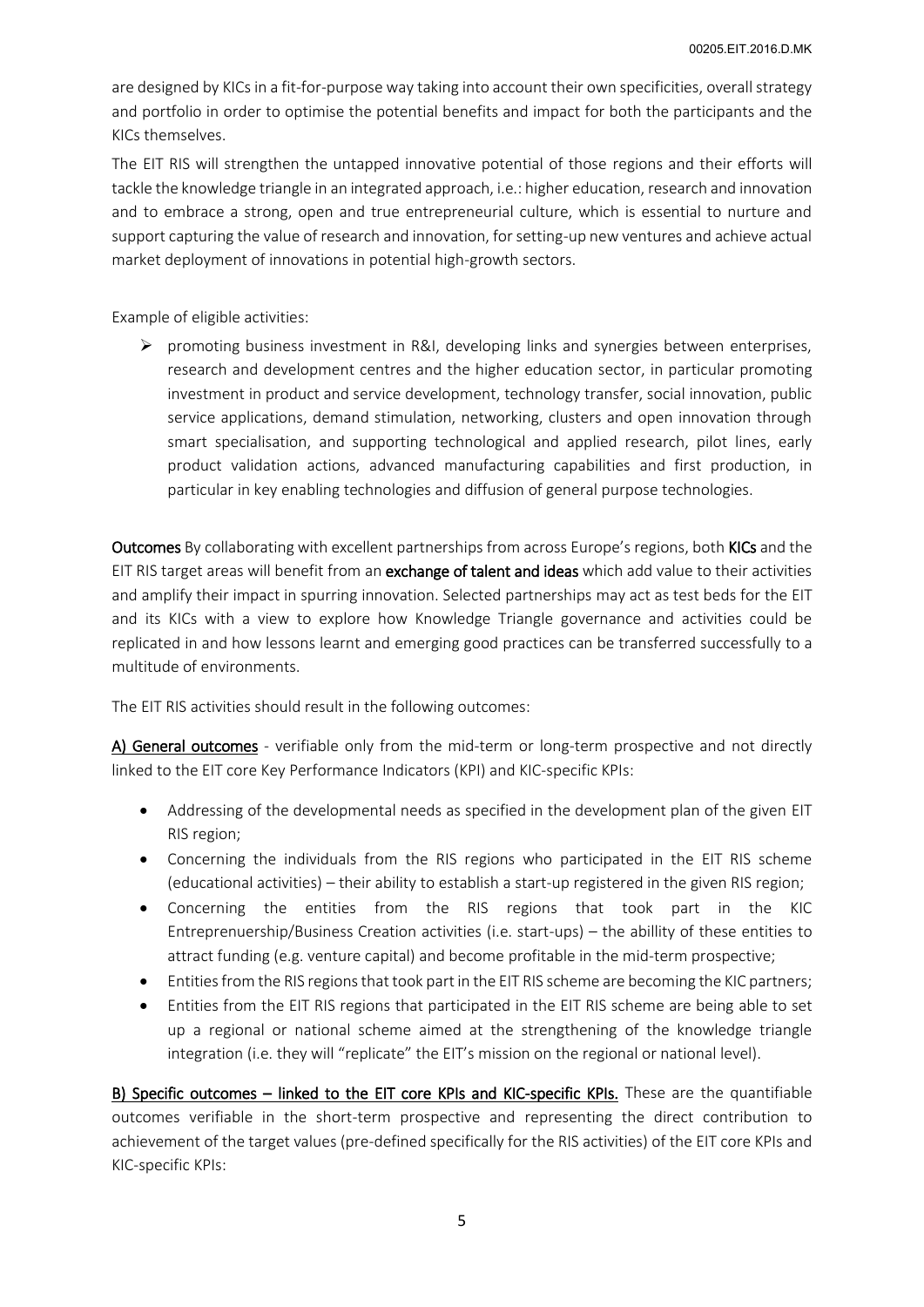are designed by KICs in a fit-for-purpose way taking into account their own specificities, overall strategy and portfolio in order to optimise the potential benefits and impact for both the participants and the KICs themselves.

The EIT RIS will strengthen the untapped innovative potential of those regions and their efforts will tackle the knowledge triangle in an integrated approach, i.e.: higher education, research and innovation and to embrace a strong, open and true entrepreneurial culture, which is essential to nurture and support capturing the value of research and innovation, for setting-up new ventures and achieve actual market deployment of innovations in potential high-growth sectors.

Example of eligible activities:

- promoting business investment in R&I, developing links and synergies between enterprises, research and development centres and the higher education sector, in particular promoting investment in product and service development, technology transfer, social innovation, public service applications, demand stimulation, networking, clusters and open innovation through smart specialisation, and supporting technological and applied research, pilot lines, early product validation actions, advanced manufacturing capabilities and first production, in particular in key enabling technologies and diffusion of general purpose technologies.

**Outcomes** By collaborating with excellent partnerships from across Europe's regions, both **KICs** and the EIT RIS target areas will benefit from an **exchange of talent and ideas** which add value to their activities and amplify their impact in spurring innovation. Selected partnerships may act as test beds for the EIT and its KICs with a view to explore how Knowledge Triangle governance and activities could be replicated in and how lessons learnt and emerging good practices can be transferred successfully to a multitude of environments.

The EIT RIS activities should result in the following outcomes:

**A) General outcomes** - verifiable only from the mid-term or long-term prospective and not directly linked to the EIT core Key Performance Indicators (KPI) and KIC-specific KPIs:

- Addressing of the developmental needs as specified in the development plan of the given EIT RIS region;
- Concerning the individuals from the RIS regions who participated in the EIT RIS scheme (educational activities) – their ability to establish a start-up registered in the given RIS region;
- Concerning the entities from the RIS regions that took part in the KIC Entreprenuership/Business Creation activities (i.e. start-ups) – the abillity of these entities to attract funding (e.g. venture capital) and become profitable in the mid-term prospective;
- Entities from the RIS regions that took part in the EIT RIS scheme are becoming the KIC partners;
- Entities from the EIT RIS regions that participated in the EIT RIS scheme are being able to set up a regional or national scheme aimed at the strengthening of the knowledge triangle integration (i.e. they will "replicate" the EIT's mission on the regional or national level).

**B) Specific outcomes – linked to the EIT core KPIs and KIC-specific KPIs.** These are the quantifiable outcomes verifiable in the short-term prospective and representing the direct contribution to achievement of the target values (pre-defined specifically for the RIS activities) of the EIT core KPIs and KIC-specific KPIs: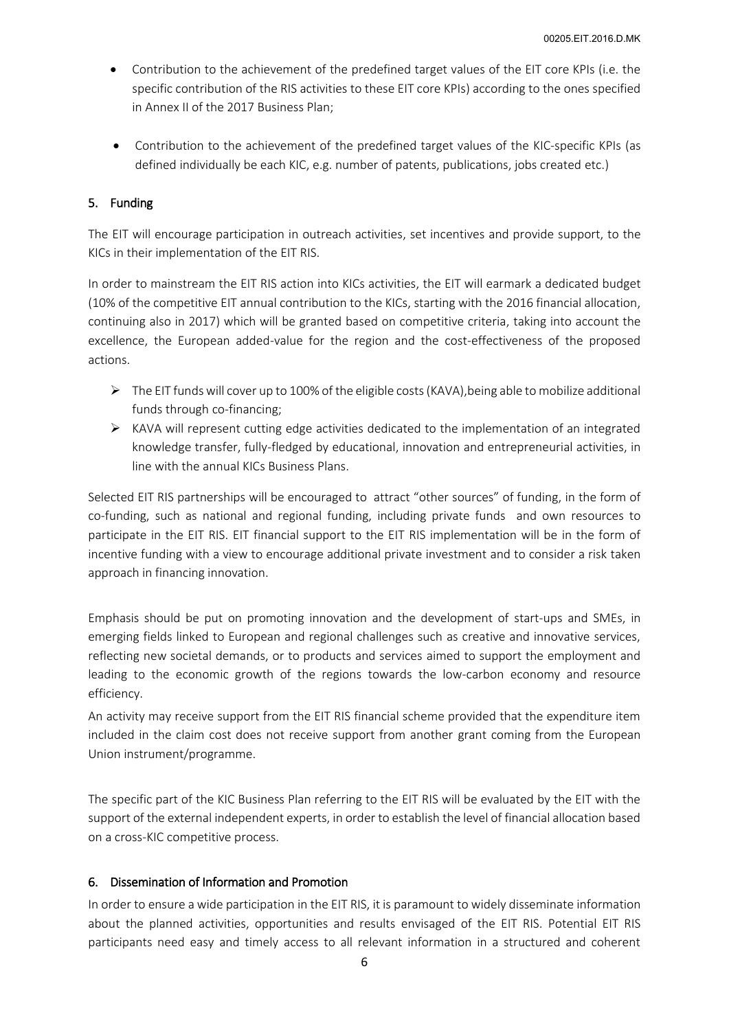- Contribution to the achievement of the predefined target values of the EIT core KPIs (i.e. the specific contribution of the RIS activities to these EIT core KPIs) according to the ones specified in Annex II of the 2017 Business Plan;
- Contribution to the achievement of the predefined target values of the KIC-specific KPIs (as defined individually be each KIC, e.g. number of patents, publications, jobs created etc.)

## 5. Funding

The EIT will encourage participation in outreach activities, set incentives and provide support, to the KICs in their implementation of the EIT RIS.

In order to mainstream the EIT RIS action into KICs activities, the EIT will earmark a dedicated budget (10% of the competitive EIT annual contribution to the KICs, starting with the 2016 financial allocation, continuing also in 2017) which will be granted based on competitive criteria, taking into account the excellence, the European added-value for the region and the cost-effectiveness of the proposed actions.

- The EIT funds will cover up to 100% of the eligible costs (KAVA),being able to mobilize additional funds through co-financing;
- KAVA will represent cutting edge activities dedicated to the implementation of an integrated knowledge transfer, fully-fledged by educational, innovation and entrepreneurial activities, in line with the annual KICs Business Plans.

Selected EIT RIS partnerships will be encouraged to attract "other sources" of funding, in the form of co-funding, such as national and regional funding, including private funds and own resources to participate in the EIT RIS. EIT financial support to the EIT RIS implementation will be in the form of incentive funding with a view to encourage additional private investment and to consider a risk taken approach in financing innovation.

Emphasis should be put on promoting innovation and the development of start-ups and SMEs, in emerging fields linked to European and regional challenges such as creative and innovative services, reflecting new societal demands, or to products and services aimed to support the employment and leading to the economic growth of the regions towards the low-carbon economy and resource efficiency.

An activity may receive support from the EIT RIS financial scheme provided that the expenditure item included in the claim cost does not receive support from another grant coming from the European Union instrument/programme.

The specific part of the KIC Business Plan referring to the EIT RIS will be evaluated by the EIT with the support of the external independent experts, in order to establish the level of financial allocation based on a cross-KIC competitive process.

## 6. Dissemination of Information and Promotion

In order to ensure a wide participation in the EIT RIS, it is paramount to widely disseminate information about the planned activities, opportunities and results envisaged of the EIT RIS. Potential EIT RIS participants need easy and timely access to all relevant information in a structured and coherent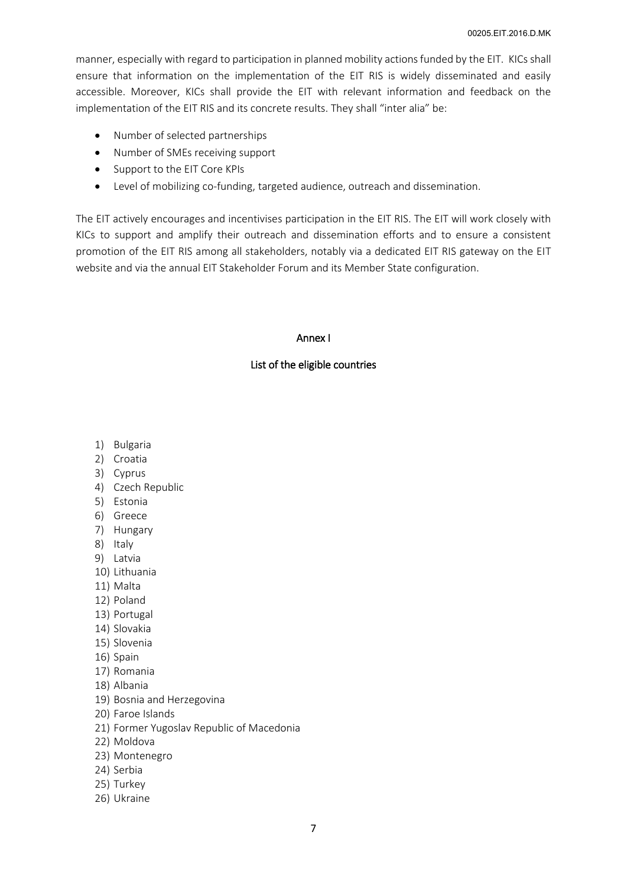manner, especially with regard to participation in planned mobility actions funded by the EIT. KICs shall ensure that information on the implementation of the EIT RIS is widely disseminated and easily accessible. Moreover, KICs shall provide the EIT with relevant information and feedback on the implementation of the EIT RIS and its concrete results. They shall "inter alia" be:

- Number of selected partnerships
- Number of SMEs receiving support
- Support to the EIT Core KPIs
- Level of mobilizing co-funding, targeted audience, outreach and dissemination.

The EIT actively encourages and incentivises participation in the EIT RIS. The EIT will work closely with KICs to support and amplify their outreach and dissemination efforts and to ensure a consistent promotion of the EIT RIS among all stakeholders, notably via a dedicated EIT RIS gateway on the EIT website and via the annual EIT Stakeholder Forum and its Member State configuration.

## Annex I

### List of the eligible countries

1) Bulgaria
2) Croatia
3) Cyprus
4) Czech Republic
5) Estonia
6) Greece
7) Hungary
8) Italy
9) Latvia
10) Lithuania
11) Malta
12) Poland
13) Portugal
14) Slovakia
15) Slovenia
16) Spain
17) Romania
18) Albania
19) Bosnia and Herzegovina
20) Faroe Islands
21) Former Yugoslav Republic of Macedonia
22) Moldova
23) Montenegro
24) Serbia
25) Turkey
26) Ukraine